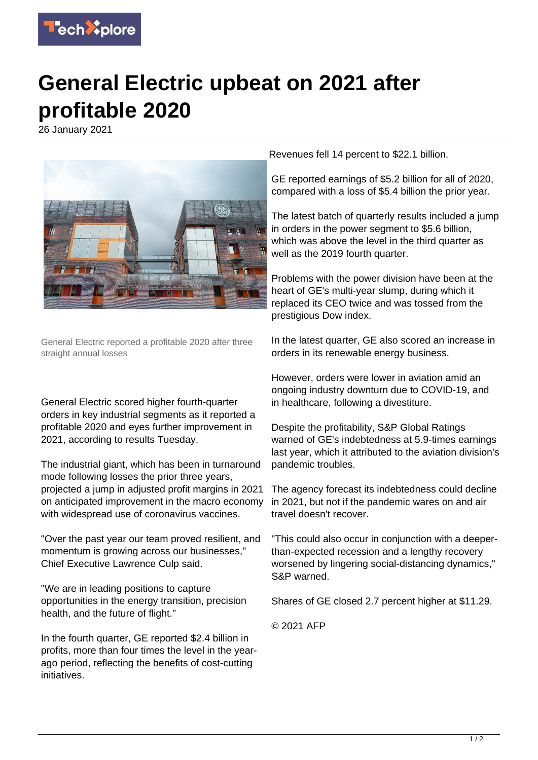# General Electric upbeat on 2021 after profitable 2020

26 January 2021

General Electric reported a profitable 2020 after three straight annual losses

General Electric scored higher fourth-quarter orders in key industrial segments as it reported a profitable 2020 and eyes further improvement in 2021, according to results Tuesday.

The industrial giant, which has been in turnaround mode following losses the prior three years, projected a jump in adjusted profit margins in 2021 on anticipated improvement in the macro economy with widespread use of coronavirus vaccines.

"Over the past year our team proved resilient, and momentum is growing across our businesses," Chief Executive Lawrence Culp said.

"We are in leading positions to capture opportunities in the energy transition, precision health, and the future of flight."

In the fourth quarter, GE reported $2.4 billion in profits, more than four times the level in the year-ago period, reflecting the benefits of cost-cutting initiatives.

Revenues fell 14 percent to $22.1 billion.

GE reported earnings of $5.2 billion for all of 2020, compared with a loss of $5.4 billion the prior year.

The latest batch of quarterly results included a jump in orders in the power segment to $5.6 billion, which was above the level in the third quarter as well as the 2019 fourth quarter.

Problems with the power division have been at the heart of GE's multi-year slump, during which it replaced its CEO twice and was tossed from the prestigious Dow index.

In the latest quarter, GE also scored an increase in orders in its renewable energy business.

However, orders were lower in aviation amid an ongoing industry downturn due to COVID-19, and in healthcare, following a divestiture.

Despite the profitability, S&P Global Ratings warned of GE's indebtedness at 5.9-times earnings last year, which it attributed to the aviation division's pandemic troubles.

The agency forecast its indebtedness could decline in 2021, but not if the pandemic wares on and air travel doesn't recover.

"This could also occur in conjunction with a deeper-than-expected recession and a lengthy recovery worsened by lingering social-distancing dynamics," S&P warned.

Shares of GE closed 2.7 percent higher at $11.29.

© 2021 AFP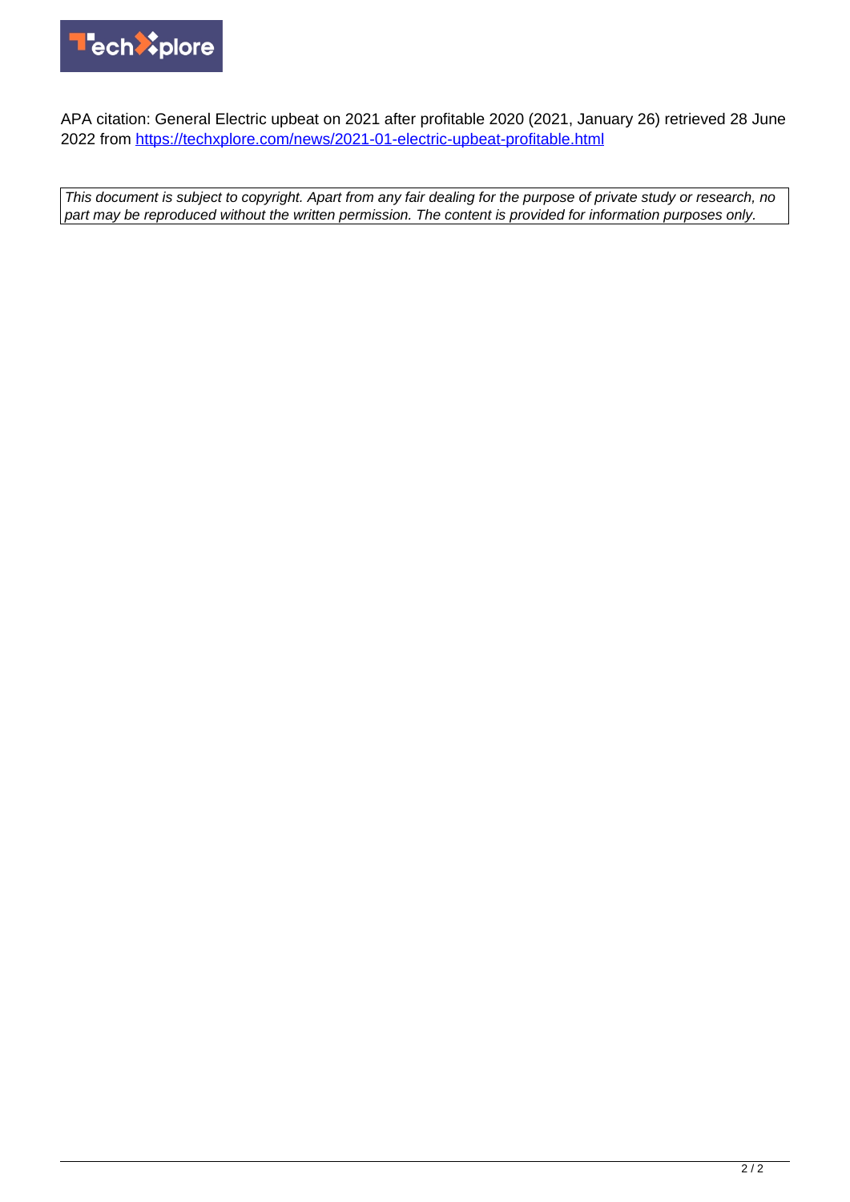APA citation: General Electric upbeat on 2021 after profitable 2020 (2021, January 26) retrieved 28 June 2022 from https://techxplore.com/news/2021-01-electric-upbeat-profitable.html

*This document is subject to copyright. Apart from any fair dealing for the purpose of private study or research, no part may be reproduced without the written permission. The content is provided for information purposes only.*